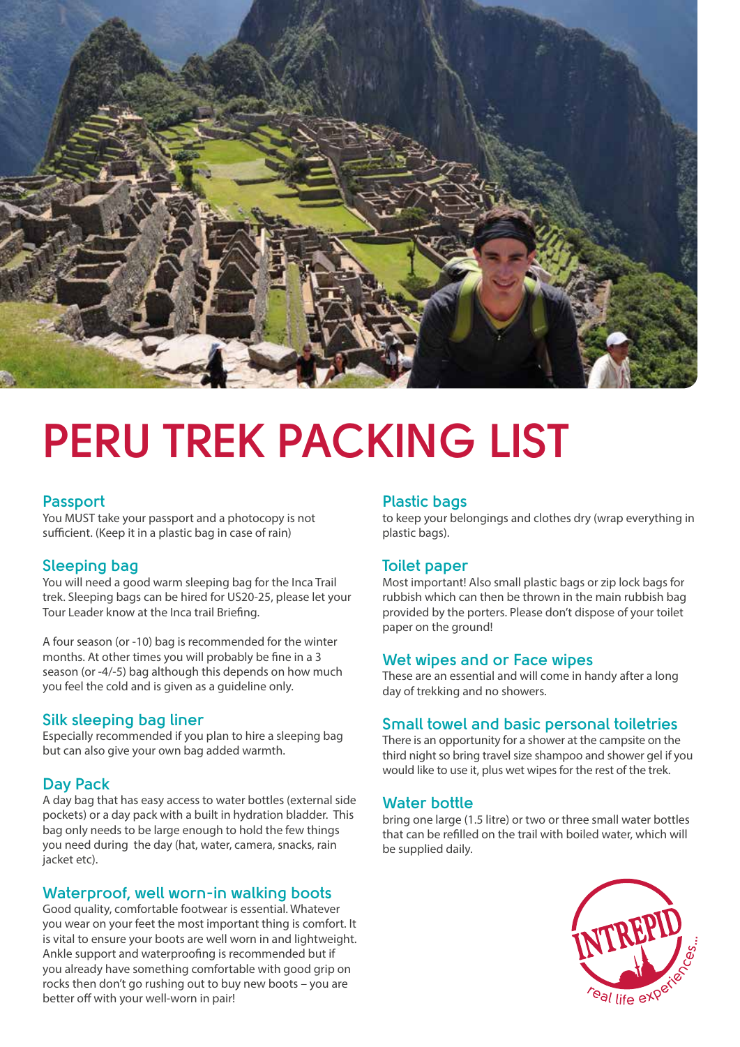# PERU TREK PACKING LIST

## Passport

You MUST take your passport and a photocopy is not sufficient. (Keep it in a plastic bag in case of rain)

## Sleeping bag

You will need a good warm sleeping bag for the Inca Trail trek. Sleeping bags can be hired for US20-25, please let your Tour Leader know at the Inca trail Briefing.

A four season (or -10) bag is recommended for the winter months. At other times you will probably be fine in a 3 season (or -4/-5) bag although this depends on how much you feel the cold and is given as a guideline only.

## Silk sleeping bag liner

Especially recommended if you plan to hire a sleeping bag but can also give your own bag added warmth.

## Day Pack

A day bag that has easy access to water bottles (external side pockets) or a day pack with a built in hydration bladder. This bag only needs to be large enough to hold the few things you need during the day (hat, water, camera, snacks, rain jacket etc).

## Waterproof, well worn-in walking boots

Good quality, comfortable footwear is essential. Whatever you wear on your feet the most important thing is comfort. It is vital to ensure your boots are well worn in and lightweight. Ankle support and waterproofing is recommended but if you already have something comfortable with good grip on rocks then don't go rushing out to buy new boots – you are better off with your well-worn in pair!

## Plastic bags

to keep your belongings and clothes dry (wrap everything in plastic bags).

## Toilet paper

Most important! Also small plastic bags or zip lock bags for rubbish which can then be thrown in the main rubbish bag provided by the porters. Please don't dispose of your toilet paper on the ground!

## Wet wipes and or Face wipes

These are an essential and will come in handy after a long day of trekking and no showers.

## Small towel and basic personal toiletries

There is an opportunity for a shower at the campsite on the third night so bring travel size shampoo and shower gel if you would like to use it, plus wet wipes for the rest of the trek.

## Water bottle

bring one large (1.5 litre) or two or three small water bottles that can be refilled on the trail with boiled water, which will be supplied daily.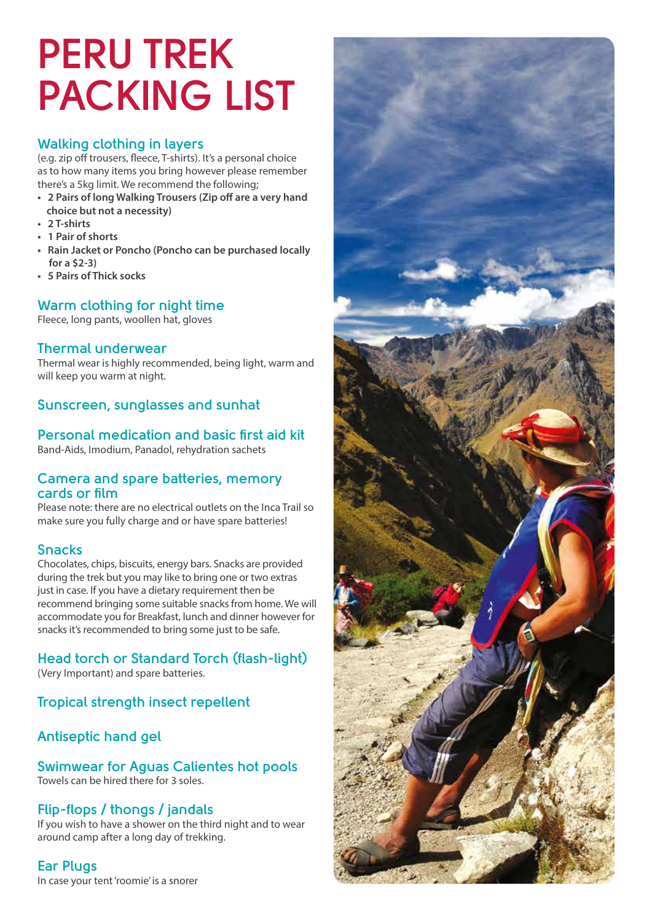# PERU TREK PACKING LIST

## Walking clothing in layers

(e.g. zip off trousers, fleece, T-shirts). It's a personal choice as to how many items you bring however please remember there's a 5kg limit. We recommend the following;

- **2 Pairs of long Walking Trousers (Zip off are a very hand choice but not a necessity)**
- **2 T-shirts**
- **1 Pair of shorts**
- **Rain Jacket or Poncho (Poncho can be purchased locally for a $2-3)**
- **5 Pairs of Thick socks**

## Warm clothing for night time

Fleece, long pants, woollen hat, gloves

## Thermal underwear

Thermal wear is highly recommended, being light, warm and will keep you warm at night.

## Sunscreen, sunglasses and sunhat

## Personal medication and basic first aid kit

Band-Aids, Imodium, Panadol, rehydration sachets

## Camera and spare batteries, memory cards or film

Please note: there are no electrical outlets on the Inca Trail so make sure you fully charge and or have spare batteries!

## Snacks

Chocolates, chips, biscuits, energy bars. Snacks are provided during the trek but you may like to bring one or two extras just in case. If you have a dietary requirement then be recommend bringing some suitable snacks from home. We will accommodate you for Breakfast, lunch and dinner however for snacks it's recommended to bring some just to be safe.

## Head torch or Standard Torch (flash-light)

(Very Important) and spare batteries.

## Tropical strength insect repellent

## Antiseptic hand gel

## Swimwear for Aguas Calientes hot pools

Towels can be hired there for 3 soles.

## Flip-flops / thongs / jandals

If you wish to have a shower on the third night and to wear around camp after a long day of trekking.

## Ear Plugs

In case your tent 'roomie' is a snorer